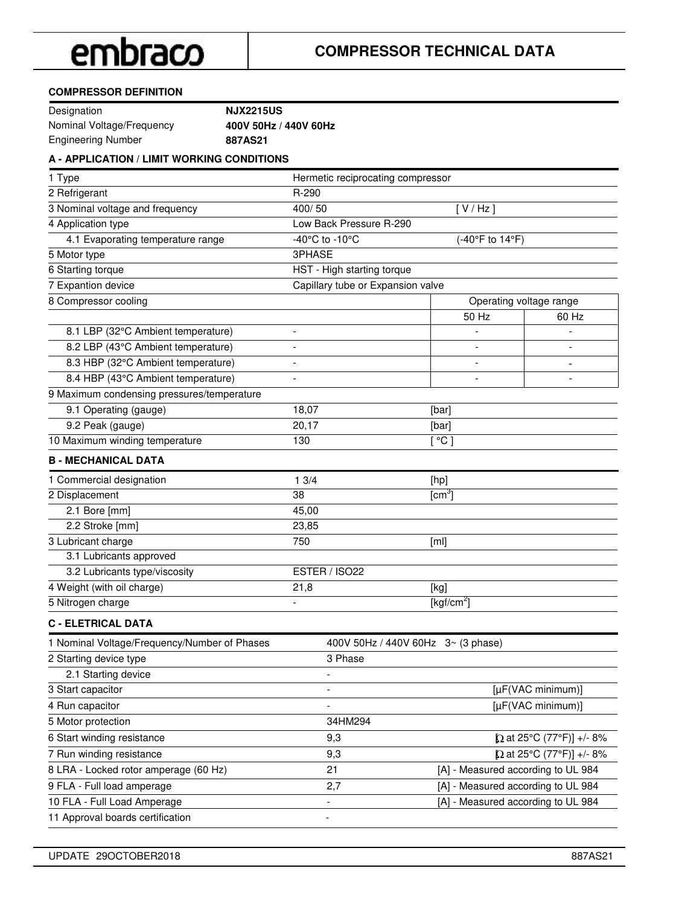embraco

# COMPRESSOR TECHNICAL DATA

## COMPRESSOR DEFINITION

| | |
|---|---|
| Designation | **NJX2215US** |
| Nominal Voltage/Frequency | **400V 50Hz / 440V 60Hz** |
| Engineering Number | **887AS21** |

## A - APPLICATION / LIMIT WORKING CONDITIONS

| | | | |
|---|---|---|---|
| 1 Type | Hermetic reciprocating compressor | | |
| 2 Refrigerant | R-290 | | |
| 3 Nominal voltage and frequency | 400/ 50 | [ V / Hz ] | |
| 4 Application type | Low Back Pressure R-290 | | |
| 4.1 Evaporating temperature range | -40°C to -10°C | (-40°F to 14°F) | |
| 5 Motor type | 3PHASE | | |
| 6 Starting torque | HST - High starting torque | | |
| 7 Expantion device | Capillary tube or Expansion valve | | |
| 8 Compressor cooling | | Operating voltage range | |
| | | 50 Hz | 60 Hz |
| 8.1 LBP (32°C Ambient temperature) | - | - | - |
| 8.2 LBP (43°C Ambient temperature) | - | - | - |
| 8.3 HBP (32°C Ambient temperature) | - | - | - |
| 8.4 HBP (43°C Ambient temperature) | - | - | - |
| 9 Maximum condensing pressures/temperature | | | |
| 9.1 Operating (gauge) | 18,07 | [bar] | |
| 9.2 Peak (gauge) | 20,17 | [bar] | |
| 10 Maximum winding temperature | 130 | [ °C ] | |

## B - MECHANICAL DATA

| | | |
|---|---|---|
| 1 Commercial designation | 1 3/4 | [hp] |
| 2 Displacement | 38 | [$cm^3$] |
| 2.1 Bore [mm] | 45,00 | |
| 2.2 Stroke [mm] | 23,85 | |
| 3 Lubricant charge | 750 | [ml] |
| 3.1 Lubricants approved | | |
| 3.2 Lubricants type/viscosity | ESTER / ISO22 | |
| 4 Weight (with oil charge) | 21,8 | [kg] |
| 5 Nitrogen charge | - | [$kgf/cm^2$] |

## C - ELETRICAL DATA

| | | |
|---|---|---|
| 1 Nominal Voltage/Frequency/Number of Phases | 400V 50Hz / 440V 60Hz 3~ (3 phase) | |
| 2 Starting device type | 3 Phase | |
| 2.1 Starting device | - | |
| 3 Start capacitor | - | [µF(VAC minimum)] |
| 4 Run capacitor | - | [µF(VAC minimum)] |
| 5 Motor protection | 34HM294 | |
| 6 Start winding resistance | 9,3 | [Ω at 25°C (77°F)] +/- 8% |
| 7 Run winding resistance | 9,3 | [Ω at 25°C (77°F)] +/- 8% |
| 8 LRA - Locked rotor amperage (60 Hz) | 21 | [A] - Measured according to UL 984 |
| 9 FLA - Full load amperage | 2,7 | [A] - Measured according to UL 984 |
| 10 FLA - Full Load Amperage | - | [A] - Measured according to UL 984 |
| 11 Approval boards certification | - | |

UPDATE 29OCTOBER2018 887AS21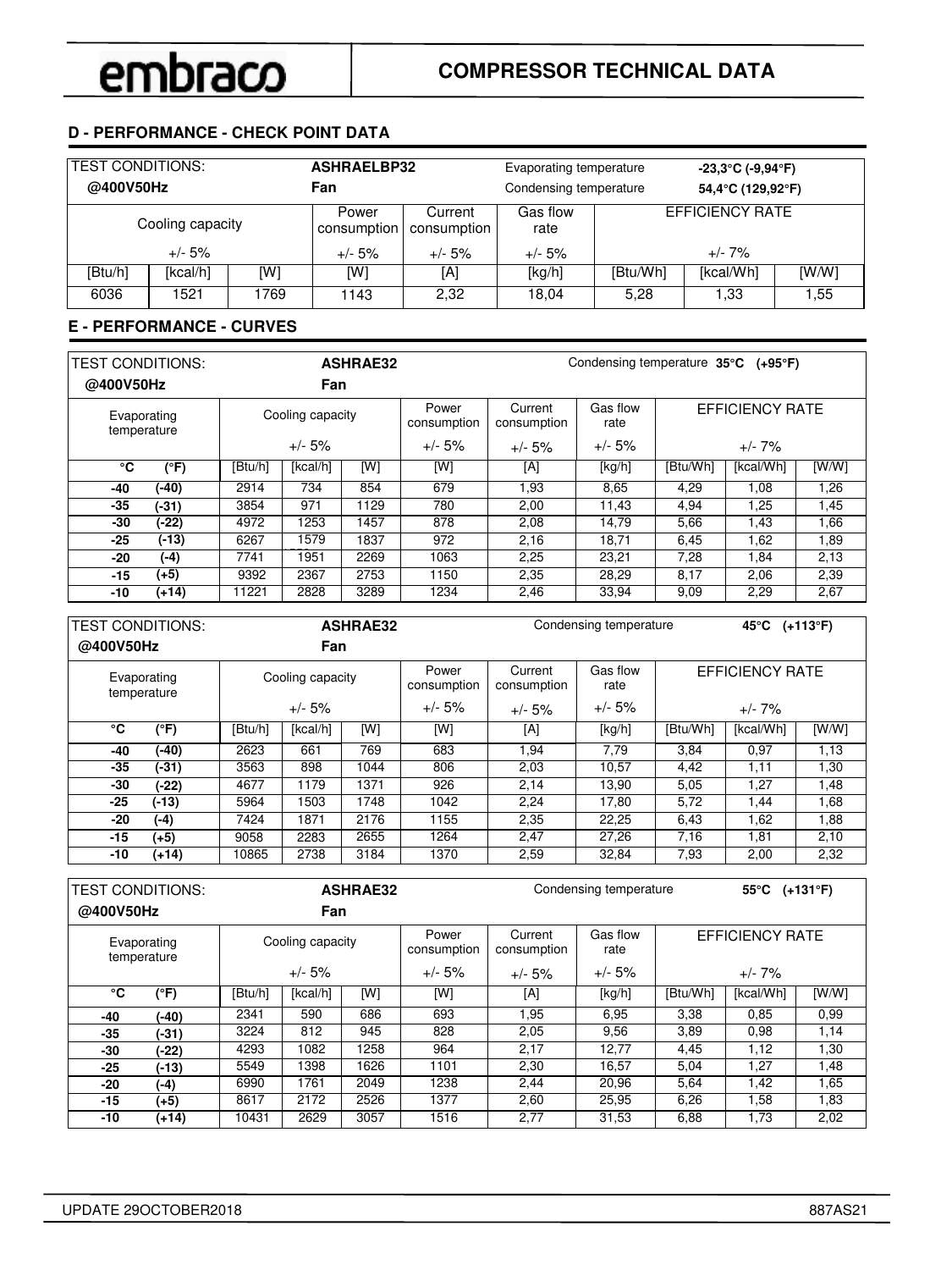embraco

# COMPRESSOR TECHNICAL DATA

## D - PERFORMANCE - CHECK POINT DATA

| TEST CONDITIONS: @400V50Hz | | | ASHRAELBP32 Fan | | Evaporating temperature / Condensing temperature | -23,3°C (-9,94°F) / 54,4°C (129,92°F) | | |
|---|---|---|---|---|---|---|---|---|
| Cooling capacity | | | Power consumption | Current consumption | Gas flow rate | EFFICIENCY RATE | | |
| +/- 5% | | | +/- 5% | +/- 5% | +/- 5% | +/- 7% | | |
| [Btu/h] | [kcal/h] | [W] | [W] | [A] | [kg/h] | [Btu/Wh] | [kcal/Wh] | [W/W] |
| 6036 | 1521 | 1769 | 1143 | 2,32 | 18,04 | 5,28 | 1,33 | 1,55 |

## E - PERFORMANCE - CURVES

TEST CONDITIONS: @400V50Hz — ASHRAE32 Fan — Condensing temperature 35°C (+95°F)

| Evaporating temperature | | Cooling capacity | | | Power consumption | Current consumption | Gas flow rate | EFFICIENCY RATE | | |
|---|---|---|---|---|---|---|---|---|---|---|
| | | +/- 5% | | | +/- 5% | +/- 5% | +/- 5% | +/- 7% | | |
| °C | (°F) | [Btu/h] | [kcal/h] | [W] | [W] | [A] | [kg/h] | [Btu/Wh] | [kcal/Wh] | [W/W] |
| -40 | (-40) | 2914 | 734 | 854 | 679 | 1,93 | 8,65 | 4,29 | 1,08 | 1,26 |
| -35 | (-31) | 3854 | 971 | 1129 | 780 | 2,00 | 11,43 | 4,94 | 1,25 | 1,45 |
| -30 | (-22) | 4972 | 1253 | 1457 | 878 | 2,08 | 14,79 | 5,66 | 1,43 | 1,66 |
| -25 | (-13) | 6267 | 1579 | 1837 | 972 | 2,16 | 18,71 | 6,45 | 1,62 | 1,89 |
| -20 | (-4) | 7741 | 1951 | 2269 | 1063 | 2,25 | 23,21 | 7,28 | 1,84 | 2,13 |
| -15 | (+5) | 9392 | 2367 | 2753 | 1150 | 2,35 | 28,29 | 8,17 | 2,06 | 2,39 |
| -10 | (+14) | 11221 | 2828 | 3289 | 1234 | 2,46 | 33,94 | 9,09 | 2,29 | 2,67 |

TEST CONDITIONS: @400V50Hz — ASHRAE32 Fan — Condensing temperature 45°C (+113°F)

| Evaporating temperature | | Cooling capacity | | | Power consumption | Current consumption | Gas flow rate | EFFICIENCY RATE | | |
|---|---|---|---|---|---|---|---|---|---|---|
| | | +/- 5% | | | +/- 5% | +/- 5% | +/- 5% | +/- 7% | | |
| °C | (°F) | [Btu/h] | [kcal/h] | [W] | [W] | [A] | [kg/h] | [Btu/Wh] | [kcal/Wh] | [W/W] |
| -40 | (-40) | 2623 | 661 | 769 | 683 | 1,94 | 7,79 | 3,84 | 0,97 | 1,13 |
| -35 | (-31) | 3563 | 898 | 1044 | 806 | 2,03 | 10,57 | 4,42 | 1,11 | 1,30 |
| -30 | (-22) | 4677 | 1179 | 1371 | 926 | 2,14 | 13,90 | 5,05 | 1,27 | 1,48 |
| -25 | (-13) | 5964 | 1503 | 1748 | 1042 | 2,24 | 17,80 | 5,72 | 1,44 | 1,68 |
| -20 | (-4) | 7424 | 1871 | 2176 | 1155 | 2,35 | 22,25 | 6,43 | 1,62 | 1,88 |
| -15 | (+5) | 9058 | 2283 | 2655 | 1264 | 2,47 | 27,26 | 7,16 | 1,81 | 2,10 |
| -10 | (+14) | 10865 | 2738 | 3184 | 1370 | 2,59 | 32,84 | 7,93 | 2,00 | 2,32 |

TEST CONDITIONS: @400V50Hz — ASHRAE32 Fan — Condensing temperature 55°C (+131°F)

| Evaporating temperature | | Cooling capacity | | | Power consumption | Current consumption | Gas flow rate | EFFICIENCY RATE | | |
|---|---|---|---|---|---|---|---|---|---|---|
| | | +/- 5% | | | +/- 5% | +/- 5% | +/- 5% | +/- 7% | | |
| °C | (°F) | [Btu/h] | [kcal/h] | [W] | [W] | [A] | [kg/h] | [Btu/Wh] | [kcal/Wh] | [W/W] |
| -40 | (-40) | 2341 | 590 | 686 | 693 | 1,95 | 6,95 | 3,38 | 0,85 | 0,99 |
| -35 | (-31) | 3224 | 812 | 945 | 828 | 2,05 | 9,56 | 3,89 | 0,98 | 1,14 |
| -30 | (-22) | 4293 | 1082 | 1258 | 964 | 2,17 | 12,77 | 4,45 | 1,12 | 1,30 |
| -25 | (-13) | 5549 | 1398 | 1626 | 1101 | 2,30 | 16,57 | 5,04 | 1,27 | 1,48 |
| -20 | (-4) | 6990 | 1761 | 2049 | 1238 | 2,44 | 20,96 | 5,64 | 1,42 | 1,65 |
| -15 | (+5) | 8617 | 2172 | 2526 | 1377 | 2,60 | 25,95 | 6,26 | 1,58 | 1,83 |
| -10 | (+14) | 10431 | 2629 | 3057 | 1516 | 2,77 | 31,53 | 6,88 | 1,73 | 2,02 |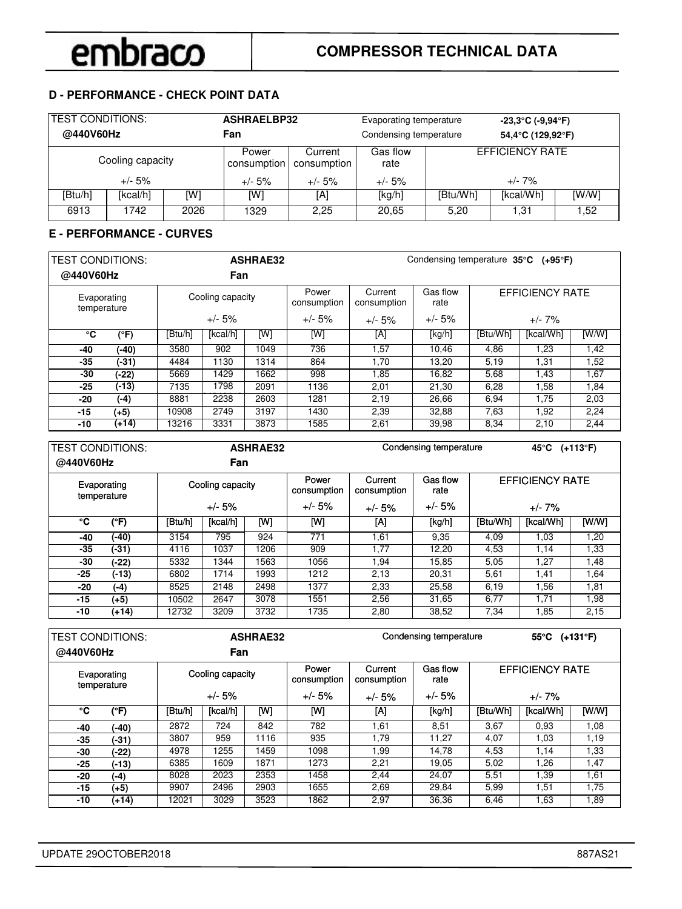## D - PERFORMANCE - CHECK POINT DATA

| TEST CONDITIONS: @440V60Hz | | | ASHRAELBP32 Fan | | Evaporating temperature / Condensing temperature | -23,3°C (-9,94°F) / 54,4°C (129,92°F) | | |
|---|---|---|---|---|---|---|---|---|
| Cooling capacity +/- 5% | | | Power consumption +/- 5% | Current consumption +/- 5% | Gas flow rate +/- 5% | EFFICIENCY RATE +/- 7% | | |
| [Btu/h] | [kcal/h] | [W] | [W] | [A] | [kg/h] | [Btu/Wh] | [kcal/Wh] | [W/W] |
| 6913 | 1742 | 2026 | 1329 | 2,25 | 20,65 | 5,20 | 1,31 | 1,52 |

## E - PERFORMANCE - CURVES

| TEST CONDITIONS: @440V60Hz | | ASHRAE32 Fan | | | | | Condensing temperature 35°C (+95°F) | | | |
|---|---|---|---|---|---|---|---|---|---|---|
| Evaporating temperature | | Cooling capacity +/- 5% | | | Power consumption +/- 5% | Current consumption +/- 5% | Gas flow rate +/- 5% | EFFICIENCY RATE +/- 7% | | |
| °C | (°F) | [Btu/h] | [kcal/h] | [W] | [W] | [A] | [kg/h] | [Btu/Wh] | [kcal/Wh] | [W/W] |
| -40 | (-40) | 3580 | 902 | 1049 | 736 | 1,57 | 10,46 | 4,86 | 1,23 | 1,42 |
| -35 | (-31) | 4484 | 1130 | 1314 | 864 | 1,70 | 13,20 | 5,19 | 1,31 | 1,52 |
| -30 | (-22) | 5669 | 1429 | 1662 | 998 | 1,85 | 16,82 | 5,68 | 1,43 | 1,67 |
| -25 | (-13) | 7135 | 1798 | 2091 | 1136 | 2,01 | 21,30 | 6,28 | 1,58 | 1,84 |
| -20 | (-4) | 8881 | 2238 | 2603 | 1281 | 2,19 | 26,66 | 6,94 | 1,75 | 2,03 |
| -15 | (+5) | 10908 | 2749 | 3197 | 1430 | 2,39 | 32,88 | 7,63 | 1,92 | 2,24 |
| -10 | (+14) | 13216 | 3331 | 3873 | 1585 | 2,61 | 39,98 | 8,34 | 2,10 | 2,44 |

| TEST CONDITIONS: @440V60Hz | | ASHRAE32 Fan | | | | | Condensing temperature 45°C (+113°F) | | | |
|---|---|---|---|---|---|---|---|---|---|---|
| Evaporating temperature | | Cooling capacity +/- 5% | | | Power consumption +/- 5% | Current consumption +/- 5% | Gas flow rate +/- 5% | EFFICIENCY RATE +/- 7% | | |
| °C | (°F) | [Btu/h] | [kcal/h] | [W] | [W] | [A] | [kg/h] | [Btu/Wh] | [kcal/Wh] | [W/W] |
| -40 | (-40) | 3154 | 795 | 924 | 771 | 1,61 | 9,35 | 4,09 | 1,03 | 1,20 |
| -35 | (-31) | 4116 | 1037 | 1206 | 909 | 1,77 | 12,20 | 4,53 | 1,14 | 1,33 |
| -30 | (-22) | 5332 | 1344 | 1563 | 1056 | 1,94 | 15,85 | 5,05 | 1,27 | 1,48 |
| -25 | (-13) | 6802 | 1714 | 1993 | 1212 | 2,13 | 20,31 | 5,61 | 1,41 | 1,64 |
| -20 | (-4) | 8525 | 2148 | 2498 | 1377 | 2,33 | 25,58 | 6,19 | 1,56 | 1,81 |
| -15 | (+5) | 10502 | 2647 | 3078 | 1551 | 2,56 | 31,65 | 6,77 | 1,71 | 1,98 |
| -10 | (+14) | 12732 | 3209 | 3732 | 1735 | 2,80 | 38,52 | 7,34 | 1,85 | 2,15 |

| TEST CONDITIONS: @440V60Hz | | ASHRAE32 Fan | | | | | Condensing temperature 55°C (+131°F) | | | |
|---|---|---|---|---|---|---|---|---|---|---|
| Evaporating temperature | | Cooling capacity +/- 5% | | | Power consumption +/- 5% | Current consumption +/- 5% | Gas flow rate +/- 5% | EFFICIENCY RATE +/- 7% | | |
| °C | (°F) | [Btu/h] | [kcal/h] | [W] | [W] | [A] | [kg/h] | [Btu/Wh] | [kcal/Wh] | [W/W] |
| -40 | (-40) | 2872 | 724 | 842 | 782 | 1,61 | 8,51 | 3,67 | 0,93 | 1,08 |
| -35 | (-31) | 3807 | 959 | 1116 | 935 | 1,79 | 11,27 | 4,07 | 1,03 | 1,19 |
| -30 | (-22) | 4978 | 1255 | 1459 | 1098 | 1,99 | 14,78 | 4,53 | 1,14 | 1,33 |
| -25 | (-13) | 6385 | 1609 | 1871 | 1273 | 2,21 | 19,05 | 5,02 | 1,26 | 1,47 |
| -20 | (-4) | 8028 | 2023 | 2353 | 1458 | 2,44 | 24,07 | 5,51 | 1,39 | 1,61 |
| -15 | (+5) | 9907 | 2496 | 2903 | 1655 | 2,69 | 29,84 | 5,99 | 1,51 | 1,75 |
| -10 | (+14) | 12021 | 3029 | 3523 | 1862 | 2,97 | 36,36 | 6,46 | 1,63 | 1,89 |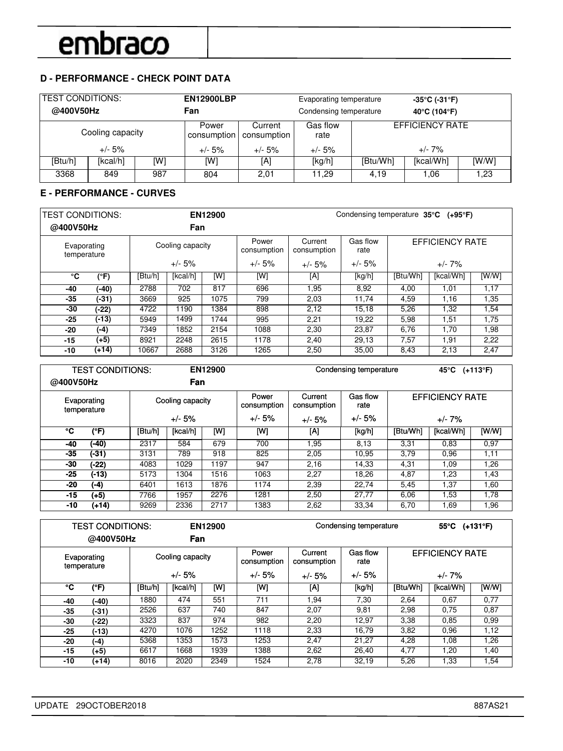## D - PERFORMANCE - CHECK POINT DATA

| TEST CONDITIONS: @400V50Hz | | | EN12900LBP Fan | | Evaporating temperature / Condensing temperature | -35°C (-31°F) / 40°C (104°F) | | |
|---|---|---|---|---|---|---|---|---|
| Cooling capacity +/- 5% | | | Power consumption +/- 5% | Current consumption +/- 5% | Gas flow rate +/- 5% | EFFICIENCY RATE +/- 7% | | |
| [Btu/h] | [kcal/h] | [W] | [W] | [A] | [kg/h] | [Btu/Wh] | [kcal/Wh] | [W/W] |
| 3368 | 849 | 987 | 804 | 2,01 | 11,29 | 4,19 | 1,06 | 1,23 |

## E - PERFORMANCE - CURVES

TEST CONDITIONS: @400V50Hz — EN12900 Fan — Condensing temperature 35°C (+95°F)

| Evaporating temperature | | Cooling capacity +/- 5% | | | Power consumption +/- 5% | Current consumption +/- 5% | Gas flow rate +/- 5% | EFFICIENCY RATE +/- 7% | | |
|---|---|---|---|---|---|---|---|---|---|---|
| °C | (°F) | [Btu/h] | [kcal/h] | [W] | [W] | [A] | [kg/h] | [Btu/Wh] | [kcal/Wh] | [W/W] |
| -40 | (-40) | 2788 | 702 | 817 | 696 | 1,95 | 8,92 | 4,00 | 1,01 | 1,17 |
| -35 | (-31) | 3669 | 925 | 1075 | 799 | 2,03 | 11,74 | 4,59 | 1,16 | 1,35 |
| -30 | (-22) | 4722 | 1190 | 1384 | 898 | 2,12 | 15,18 | 5,26 | 1,32 | 1,54 |
| -25 | (-13) | 5949 | 1499 | 1744 | 995 | 2,21 | 19,22 | 5,98 | 1,51 | 1,75 |
| -20 | (-4) | 7349 | 1852 | 2154 | 1088 | 2,30 | 23,87 | 6,76 | 1,70 | 1,98 |
| -15 | (+5) | 8921 | 2248 | 2615 | 1178 | 2,40 | 29,13 | 7,57 | 1,91 | 2,22 |
| -10 | (+14) | 10667 | 2688 | 3126 | 1265 | 2,50 | 35,00 | 8,43 | 2,13 | 2,47 |

TEST CONDITIONS: @400V50Hz — EN12900 Fan — Condensing temperature 45°C (+113°F)

| Evaporating temperature | | Cooling capacity +/- 5% | | | Power consumption +/- 5% | Current consumption +/- 5% | Gas flow rate +/- 5% | EFFICIENCY RATE +/- 7% | | |
|---|---|---|---|---|---|---|---|---|---|---|
| °C | (°F) | [Btu/h] | [kcal/h] | [W] | [W] | [A] | [kg/h] | [Btu/Wh] | [kcal/Wh] | [W/W] |
| -40 | (-40) | 2317 | 584 | 679 | 700 | 1,95 | 8,13 | 3,31 | 0,83 | 0,97 |
| -35 | (-31) | 3131 | 789 | 918 | 825 | 2,05 | 10,95 | 3,79 | 0,96 | 1,11 |
| -30 | (-22) | 4083 | 1029 | 1197 | 947 | 2,16 | 14,33 | 4,31 | 1,09 | 1,26 |
| -25 | (-13) | 5173 | 1304 | 1516 | 1063 | 2,27 | 18,26 | 4,87 | 1,23 | 1,43 |
| -20 | (-4) | 6401 | 1613 | 1876 | 1174 | 2,39 | 22,74 | 5,45 | 1,37 | 1,60 |
| -15 | (+5) | 7766 | 1957 | 2276 | 1281 | 2,50 | 27,77 | 6,06 | 1,53 | 1,78 |
| -10 | (+14) | 9269 | 2336 | 2717 | 1383 | 2,62 | 33,34 | 6,70 | 1,69 | 1,96 |

TEST CONDITIONS: @400V50Hz — EN12900 Fan — Condensing temperature 55°C (+131°F)

| Evaporating temperature | | Cooling capacity +/- 5% | | | Power consumption +/- 5% | Current consumption +/- 5% | Gas flow rate +/- 5% | EFFICIENCY RATE +/- 7% | | |
|---|---|---|---|---|---|---|---|---|---|---|
| °C | (°F) | [Btu/h] | [kcal/h] | [W] | [W] | [A] | [kg/h] | [Btu/Wh] | [kcal/Wh] | [W/W] |
| -40 | (-40) | 1880 | 474 | 551 | 711 | 1,94 | 7,30 | 2,64 | 0,67 | 0,77 |
| -35 | (-31) | 2526 | 637 | 740 | 847 | 2,07 | 9,81 | 2,98 | 0,75 | 0,87 |
| -30 | (-22) | 3323 | 837 | 974 | 982 | 2,20 | 12,97 | 3,38 | 0,85 | 0,99 |
| -25 | (-13) | 4270 | 1076 | 1252 | 1118 | 2,33 | 16,79 | 3,82 | 0,96 | 1,12 |
| -20 | (-4) | 5368 | 1353 | 1573 | 1253 | 2,47 | 21,27 | 4,28 | 1,08 | 1,26 |
| -15 | (+5) | 6617 | 1668 | 1939 | 1388 | 2,62 | 26,40 | 4,77 | 1,20 | 1,40 |
| -10 | (+14) | 8016 | 2020 | 2349 | 1524 | 2,78 | 32,19 | 5,26 | 1,33 | 1,54 |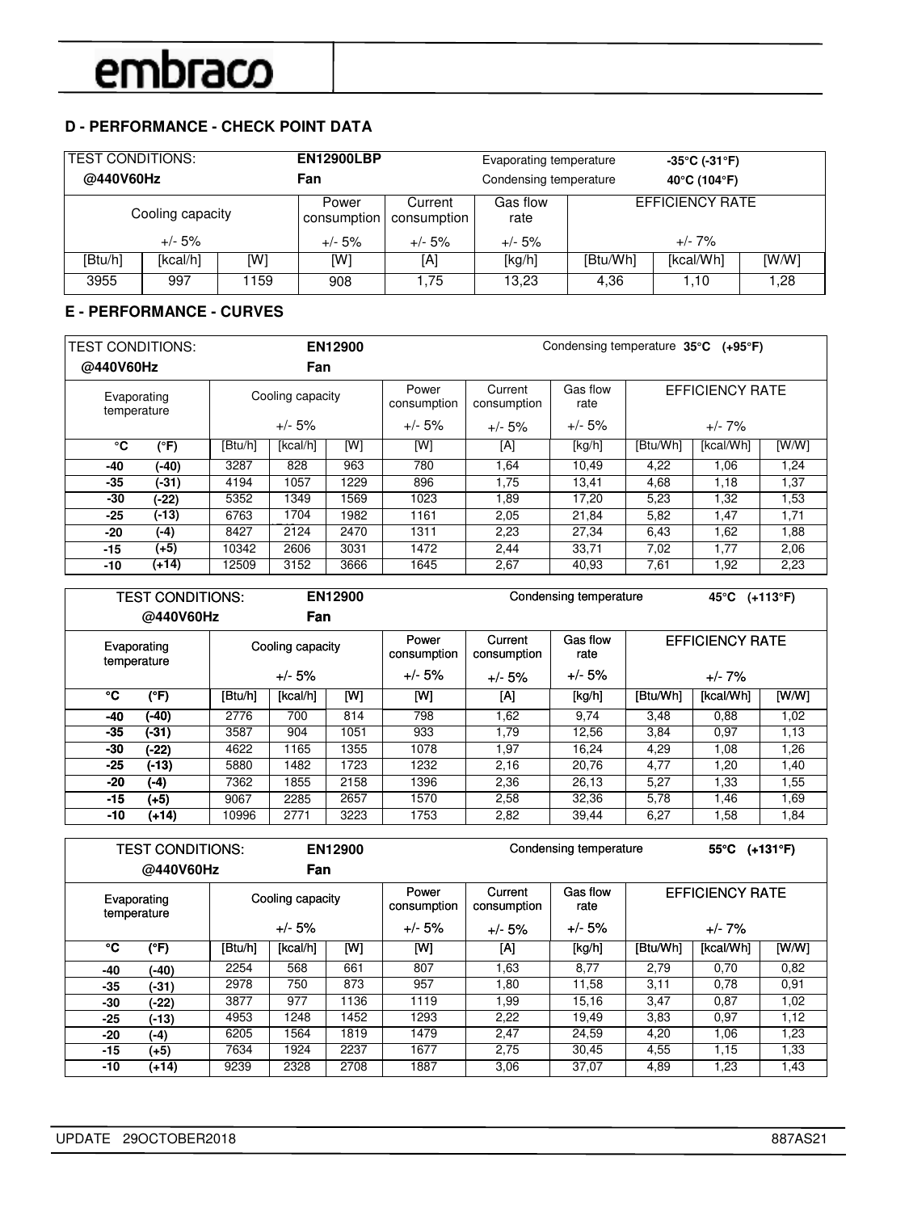## D - PERFORMANCE - CHECK POINT DATA

| TEST CONDITIONS: @440V60Hz | | EN12900LBP Fan | | | Evaporating temperature -35°C (-31°F) Condensing temperature 40°C (104°F) | | | |
|---|---|---|---|---|---|---|---|---|
| Cooling capacity +/- 5% | | | Power consumption +/- 5% | Current consumption +/- 5% | Gas flow rate +/- 5% | EFFICIENCY RATE +/- 7% | | |
| [Btu/h] | [kcal/h] | [W] | [W] | [A] | [kg/h] | [Btu/Wh] | [kcal/Wh] | [W/W] |
| 3955 | 997 | 1159 | 908 | 1,75 | 13,23 | 4,36 | 1,10 | 1,28 |

## E - PERFORMANCE - CURVES

**TEST CONDITIONS: @440V60Hz — EN12900 Fan — Condensing temperature 35°C (+95°F)**

| Evaporating temperature °C | (°F) | Cooling capacity +/- 5% [Btu/h] | [kcal/h] | [W] | Power consumption +/- 5% [W] | Current consumption +/- 5% [A] | Gas flow rate +/- 5% [kg/h] | EFFICIENCY RATE +/- 7% [Btu/Wh] | [kcal/Wh] | [W/W] |
|---|---|---|---|---|---|---|---|---|---|---|
| -40 | (-40) | 3287 | 828 | 963 | 780 | 1,64 | 10,49 | 4,22 | 1,06 | 1,24 |
| -35 | (-31) | 4194 | 1057 | 1229 | 896 | 1,75 | 13,41 | 4,68 | 1,18 | 1,37 |
| -30 | (-22) | 5352 | 1349 | 1569 | 1023 | 1,89 | 17,20 | 5,23 | 1,32 | 1,53 |
| -25 | (-13) | 6763 | 1704 | 1982 | 1161 | 2,05 | 21,84 | 5,82 | 1,47 | 1,71 |
| -20 | (-4) | 8427 | 2124 | 2470 | 1311 | 2,23 | 27,34 | 6,43 | 1,62 | 1,88 |
| -15 | (+5) | 10342 | 2606 | 3031 | 1472 | 2,44 | 33,71 | 7,02 | 1,77 | 2,06 |
| -10 | (+14) | 12509 | 3152 | 3666 | 1645 | 2,67 | 40,93 | 7,61 | 1,92 | 2,23 |

**TEST CONDITIONS: @440V60Hz — EN12900 Fan — Condensing temperature 45°C (+113°F)**

| Evaporating temperature °C | (°F) | Cooling capacity +/- 5% [Btu/h] | [kcal/h] | [W] | Power consumption +/- 5% [W] | Current consumption +/- 5% [A] | Gas flow rate +/- 5% [kg/h] | EFFICIENCY RATE +/- 7% [Btu/Wh] | [kcal/Wh] | [W/W] |
|---|---|---|---|---|---|---|---|---|---|---|
| -40 | (-40) | 2776 | 700 | 814 | 798 | 1,62 | 9,74 | 3,48 | 0,88 | 1,02 |
| -35 | (-31) | 3587 | 904 | 1051 | 933 | 1,79 | 12,56 | 3,84 | 0,97 | 1,13 |
| -30 | (-22) | 4622 | 1165 | 1355 | 1078 | 1,97 | 16,24 | 4,29 | 1,08 | 1,26 |
| -25 | (-13) | 5880 | 1482 | 1723 | 1232 | 2,16 | 20,76 | 4,77 | 1,20 | 1,40 |
| -20 | (-4) | 7362 | 1855 | 2158 | 1396 | 2,36 | 26,13 | 5,27 | 1,33 | 1,55 |
| -15 | (+5) | 9067 | 2285 | 2657 | 1570 | 2,58 | 32,36 | 5,78 | 1,46 | 1,69 |
| -10 | (+14) | 10996 | 2771 | 3223 | 1753 | 2,82 | 39,44 | 6,27 | 1,58 | 1,84 |

**TEST CONDITIONS: @440V60Hz — EN12900 Fan — Condensing temperature 55°C (+131°F)**

| Evaporating temperature °C | (°F) | Cooling capacity +/- 5% [Btu/h] | [kcal/h] | [W] | Power consumption +/- 5% [W] | Current consumption +/- 5% [A] | Gas flow rate +/- 5% [kg/h] | EFFICIENCY RATE +/- 7% [Btu/Wh] | [kcal/Wh] | [W/W] |
|---|---|---|---|---|---|---|---|---|---|---|
| -40 | (-40) | 2254 | 568 | 661 | 807 | 1,63 | 8,77 | 2,79 | 0,70 | 0,82 |
| -35 | (-31) | 2978 | 750 | 873 | 957 | 1,80 | 11,58 | 3,11 | 0,78 | 0,91 |
| -30 | (-22) | 3877 | 977 | 1136 | 1119 | 1,99 | 15,16 | 3,47 | 0,87 | 1,02 |
| -25 | (-13) | 4953 | 1248 | 1452 | 1293 | 2,22 | 19,49 | 3,83 | 0,97 | 1,12 |
| -20 | (-4) | 6205 | 1564 | 1819 | 1479 | 2,47 | 24,59 | 4,20 | 1,06 | 1,23 |
| -15 | (+5) | 7634 | 1924 | 2237 | 1677 | 2,75 | 30,45 | 4,55 | 1,15 | 1,33 |
| -10 | (+14) | 9239 | 2328 | 2708 | 1887 | 3,06 | 37,07 | 4,89 | 1,23 | 1,43 |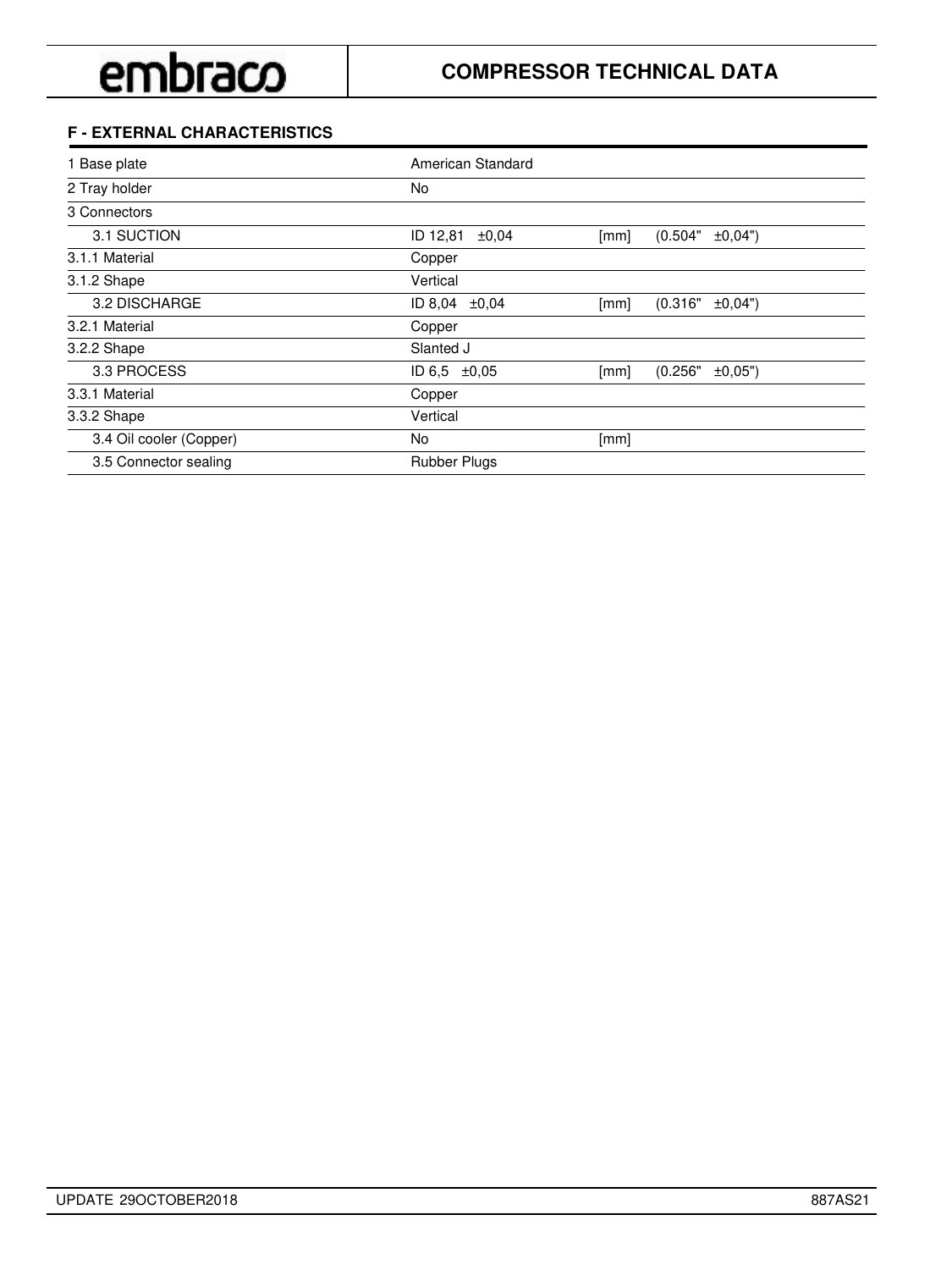## F - EXTERNAL CHARACTERISTICS

| | | | |
|---|---|---|---|
| 1 Base plate | American Standard | | |
| 2 Tray holder | No | | |
| 3 Connectors | | | |
| 3.1 SUCTION | ID 12,81 ±0,04 | [mm] | (0.504" ±0,04") |
| 3.1.1 Material | Copper | | |
| 3.1.2 Shape | Vertical | | |
| 3.2 DISCHARGE | ID 8,04 ±0,04 | [mm] | (0.316" ±0,04") |
| 3.2.1 Material | Copper | | |
| 3.2.2 Shape | Slanted J | | |
| 3.3 PROCESS | ID 6,5 ±0,05 | [mm] | (0.256" ±0,05") |
| 3.3.1 Material | Copper | | |
| 3.3.2 Shape | Vertical | | |
| 3.4 Oil cooler (Copper) | No | [mm] | |
| 3.5 Connector sealing | Rubber Plugs | | |